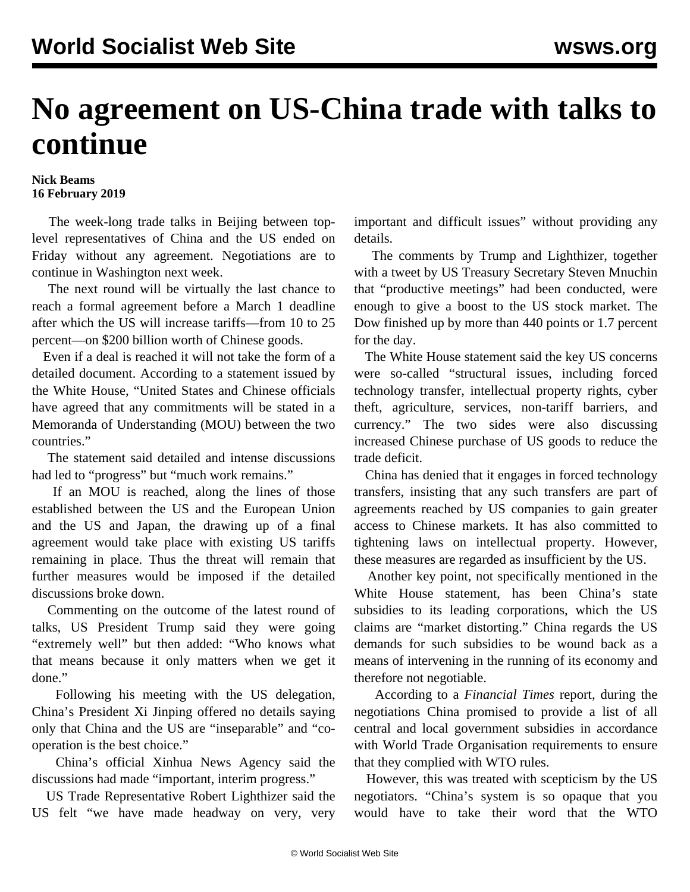# No agreement on US-China trade with talks to continue

**Nick Beams**
**16 February 2019**

The week-long trade talks in Beijing between top-level representatives of China and the US ended on Friday without any agreement. Negotiations are to continue in Washington next week.

The next round will be virtually the last chance to reach a formal agreement before a March 1 deadline after which the US will increase tariffs—from 10 to 25 percent—on $200 billion worth of Chinese goods.

Even if a deal is reached it will not take the form of a detailed document. According to a statement issued by the White House, "United States and Chinese officials have agreed that any commitments will be stated in a Memoranda of Understanding (MOU) between the two countries."

The statement said detailed and intense discussions had led to "progress" but "much work remains."

If an MOU is reached, along the lines of those established between the US and the European Union and the US and Japan, the drawing up of a final agreement would take place with existing US tariffs remaining in place. Thus the threat will remain that further measures would be imposed if the detailed discussions broke down.

Commenting on the outcome of the latest round of talks, US President Trump said they were going "extremely well" but then added: "Who knows what that means because it only matters when we get it done."

Following his meeting with the US delegation, China's President Xi Jinping offered no details saying only that China and the US are "inseparable" and "co-operation is the best choice."

China's official Xinhua News Agency said the discussions had made "important, interim progress."

US Trade Representative Robert Lighthizer said the US felt "we have made headway on very, very important and difficult issues" without providing any details.

The comments by Trump and Lighthizer, together with a tweet by US Treasury Secretary Steven Mnuchin that "productive meetings" had been conducted, were enough to give a boost to the US stock market. The Dow finished up by more than 440 points or 1.7 percent for the day.

The White House statement said the key US concerns were so-called "structural issues, including forced technology transfer, intellectual property rights, cyber theft, agriculture, services, non-tariff barriers, and currency." The two sides were also discussing increased Chinese purchase of US goods to reduce the trade deficit.

China has denied that it engages in forced technology transfers, insisting that any such transfers are part of agreements reached by US companies to gain greater access to Chinese markets. It has also committed to tightening laws on intellectual property. However, these measures are regarded as insufficient by the US.

Another key point, not specifically mentioned in the White House statement, has been China's state subsidies to its leading corporations, which the US claims are "market distorting." China regards the US demands for such subsidies to be wound back as a means of intervening in the running of its economy and therefore not negotiable.

According to a *Financial Times* report, during the negotiations China promised to provide a list of all central and local government subsidies in accordance with World Trade Organisation requirements to ensure that they complied with WTO rules.

However, this was treated with scepticism by the US negotiators. "China's system is so opaque that you would have to take their word that the WTO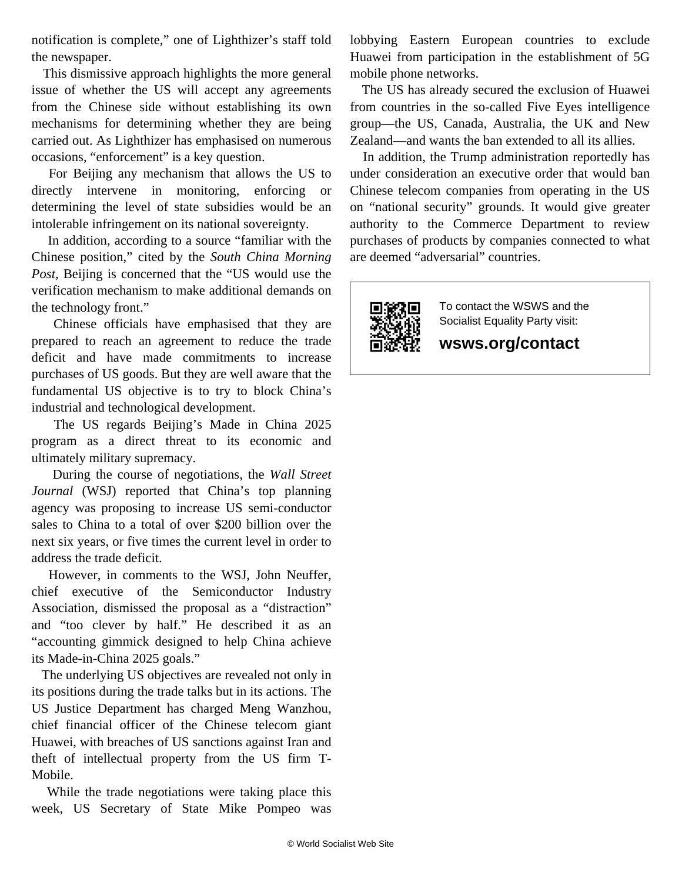notification is complete," one of Lighthizer's staff told the newspaper.

This dismissive approach highlights the more general issue of whether the US will accept any agreements from the Chinese side without establishing its own mechanisms for determining whether they are being carried out. As Lighthizer has emphasised on numerous occasions, "enforcement" is a key question.

For Beijing any mechanism that allows the US to directly intervene in monitoring, enforcing or determining the level of state subsidies would be an intolerable infringement on its national sovereignty.

In addition, according to a source "familiar with the Chinese position," cited by the *South China Morning Post*, Beijing is concerned that the "US would use the verification mechanism to make additional demands on the technology front."

Chinese officials have emphasised that they are prepared to reach an agreement to reduce the trade deficit and have made commitments to increase purchases of US goods. But they are well aware that the fundamental US objective is to try to block China's industrial and technological development.

The US regards Beijing's Made in China 2025 program as a direct threat to its economic and ultimately military supremacy.

During the course of negotiations, the *Wall Street Journal* (WSJ) reported that China's top planning agency was proposing to increase US semi-conductor sales to China to a total of over $200 billion over the next six years, or five times the current level in order to address the trade deficit.

However, in comments to the WSJ, John Neuffer, chief executive of the Semiconductor Industry Association, dismissed the proposal as a "distraction" and "too clever by half." He described it as an "accounting gimmick designed to help China achieve its Made-in-China 2025 goals."

The underlying US objectives are revealed not only in its positions during the trade talks but in its actions. The US Justice Department has charged Meng Wanzhou, chief financial officer of the Chinese telecom giant Huawei, with breaches of US sanctions against Iran and theft of intellectual property from the US firm T-Mobile.

While the trade negotiations were taking place this week, US Secretary of State Mike Pompeo was lobbying Eastern European countries to exclude Huawei from participation in the establishment of 5G mobile phone networks.

The US has already secured the exclusion of Huawei from countries in the so-called Five Eyes intelligence group—the US, Canada, Australia, the UK and New Zealand—and wants the ban extended to all its allies.

In addition, the Trump administration reportedly has under consideration an executive order that would ban Chinese telecom companies from operating in the US on "national security" grounds. It would give greater authority to the Commerce Department to review purchases of products by companies connected to what are deemed "adversarial" countries.

To contact the WSWS and the Socialist Equality Party visit:

**wsws.org/contact**